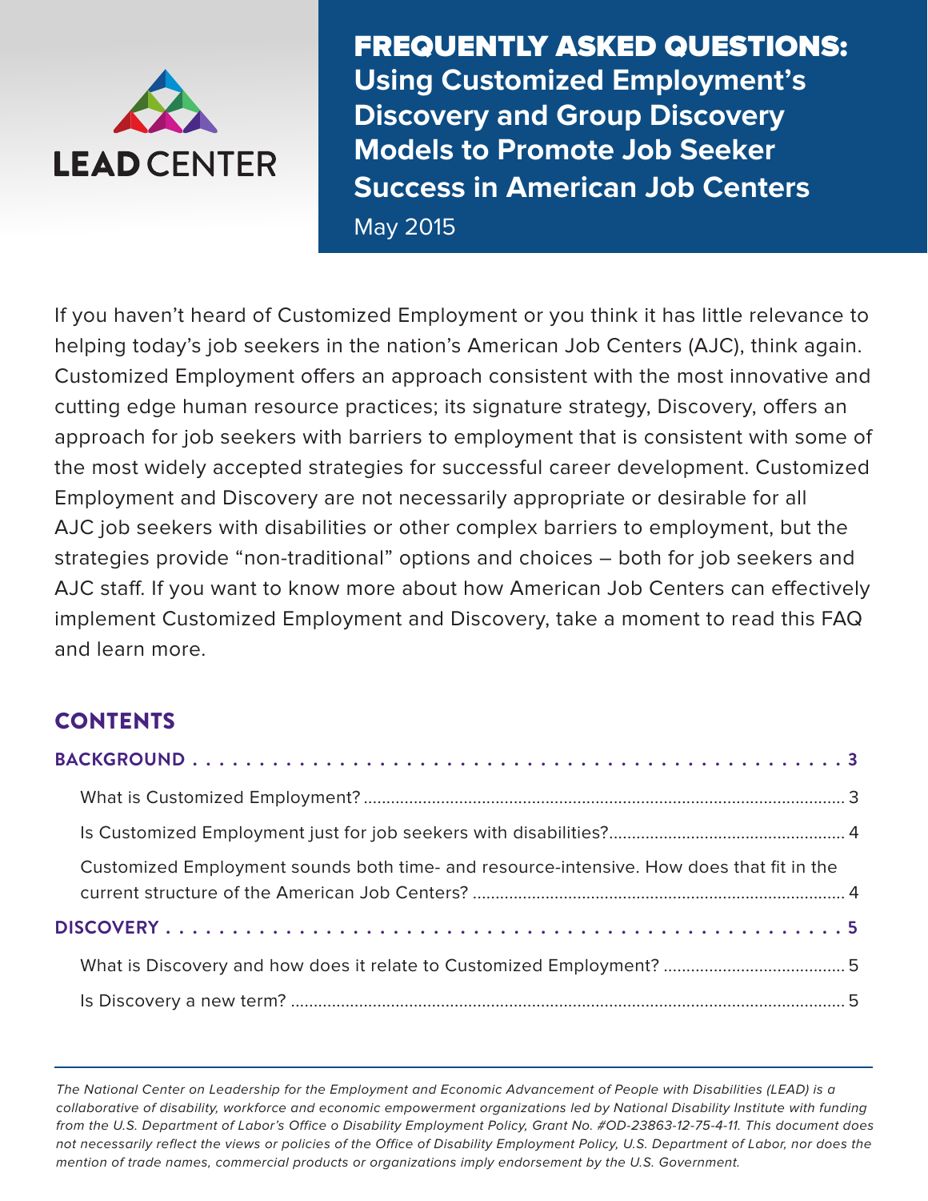LEAD CENTER

# FREQUENTLY ASKED QUESTIONS: Using Customized Employment's Discovery and Group Discovery Models to Promote Job Seeker Success in American Job Centers

May 2015

If you haven't heard of Customized Employment or you think it has little relevance to helping today's job seekers in the nation's American Job Centers (AJC), think again. Customized Employment offers an approach consistent with the most innovative and cutting edge human resource practices; its signature strategy, Discovery, offers an approach for job seekers with barriers to employment that is consistent with some of the most widely accepted strategies for successful career development. Customized Employment and Discovery are not necessarily appropriate or desirable for all AJC job seekers with disabilities or other complex barriers to employment, but the strategies provide "non-traditional" options and choices – both for job seekers and AJC staff. If you want to know more about how American Job Centers can effectively implement Customized Employment and Discovery, take a moment to read this FAQ and learn more.

## CONTENTS

**BACKGROUND** . . . . . . . . . . . . . . . . . . . . . . . . . . . . . . . . . . . . . . . . . . . . . . . . . . 3

- What is Customized Employment? .......... 3
- Is Customized Employment just for job seekers with disabilities? .......... 4
- Customized Employment sounds both time- and resource-intensive. How does that fit in the current structure of the American Job Centers? .......... 4

**DISCOVERY** . . . . . . . . . . . . . . . . . . . . . . . . . . . . . . . . . . . . . . . . . . . . . . . . . . 5

- What is Discovery and how does it relate to Customized Employment? .......... 5
- Is Discovery a new term? .......... 5

---

*The National Center on Leadership for the Employment and Economic Advancement of People with Disabilities (LEAD) is a collaborative of disability, workforce and economic empowerment organizations led by National Disability Institute with funding from the U.S. Department of Labor's Office o Disability Employment Policy, Grant No. #OD-23863-12-75-4-11. This document does not necessarily reflect the views or policies of the Office of Disability Employment Policy, U.S. Department of Labor, nor does the mention of trade names, commercial products or organizations imply endorsement by the U.S. Government.*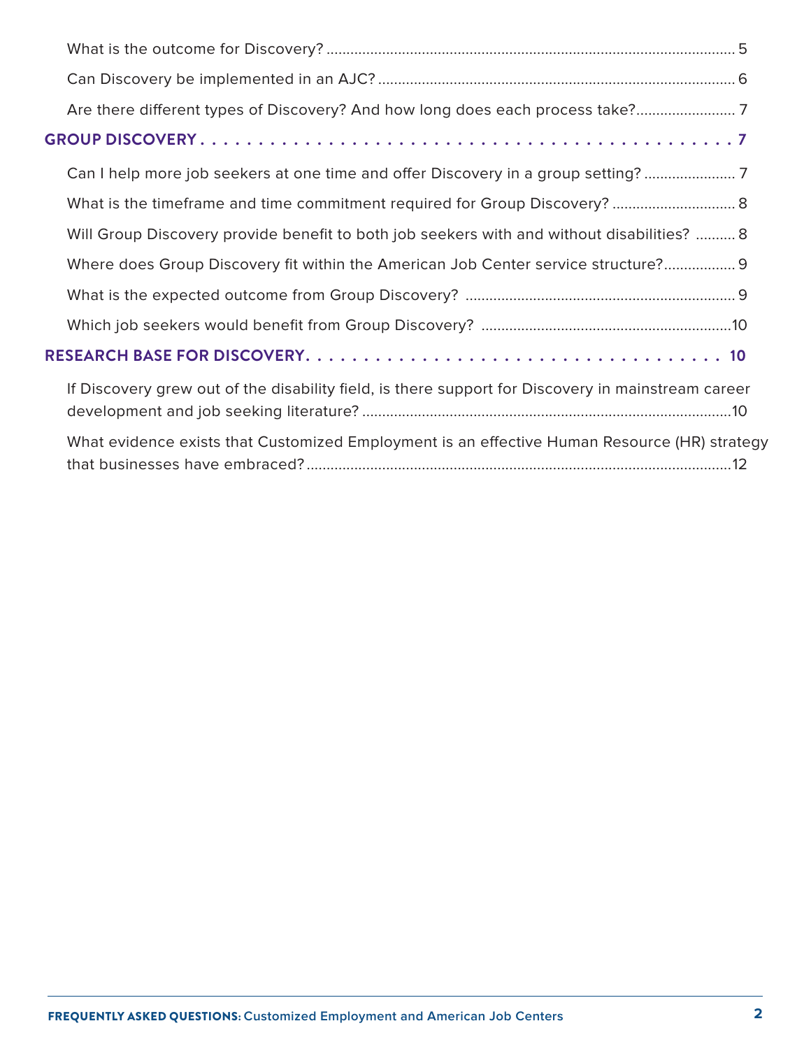What is the outcome for Discovery? .......................................................................................... 5

Can Discovery be implemented in an AJC? ............................................................................. 6

Are there different types of Discovery? And how long does each process take?......................... 7

**GROUP DISCOVERY . . . . . . . . . . . . . . . . . . . . . . . . . . . . . . . . . . . . . . . . . . . . . . 7**

Can I help more job seekers at one time and offer Discovery in a group setting? ....................... 7

What is the timeframe and time commitment required for Group Discovery? ............................... 8

Will Group Discovery provide benefit to both job seekers with and without disabilities? .......... 8

Where does Group Discovery fit within the American Job Center service structure?.................. 9

What is the expected outcome from Group Discovery? .................................................................... 9

Which job seekers would benefit from Group Discovery? ...............................................................10

**RESEARCH BASE FOR DISCOVERY. . . . . . . . . . . . . . . . . . . . . . . . . . . . . . . . . . . . . . . 10**

If Discovery grew out of the disability field, is there support for Discovery in mainstream career development and job seeking literature? ...........................................................................................10

What evidence exists that Customized Employment is an effective Human Resource (HR) strategy that businesses have embraced? ...........................................................................................................12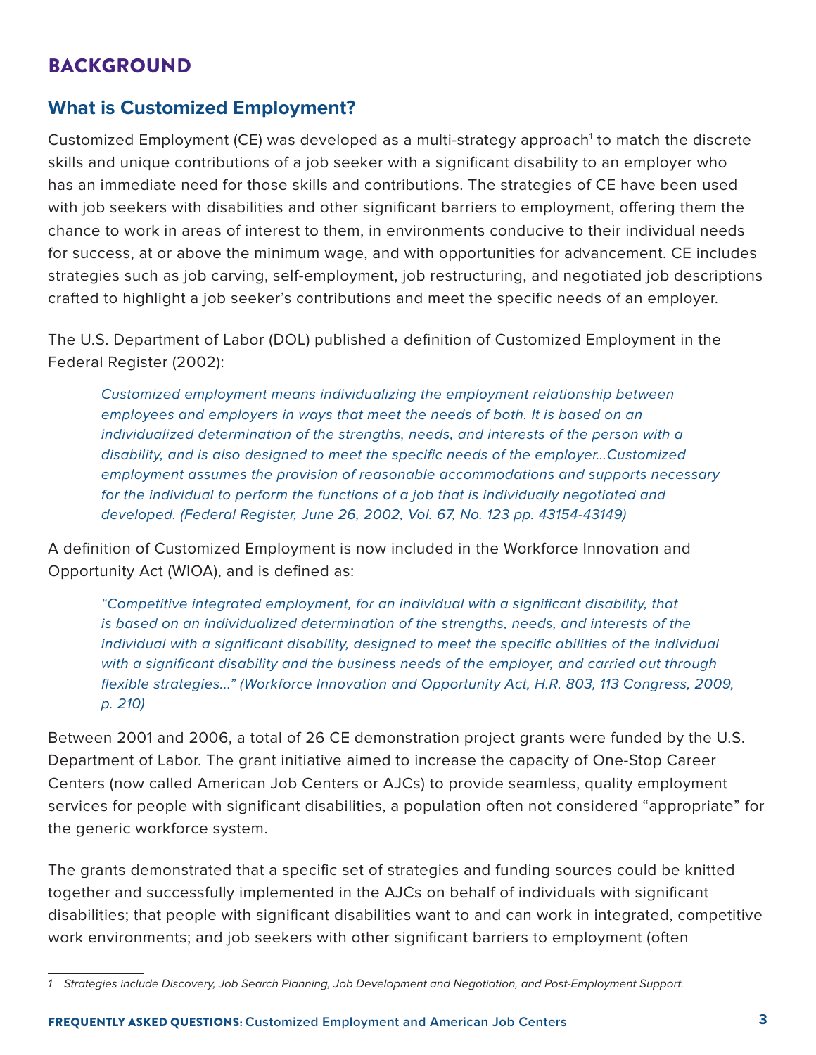# BACKGROUND

## What is Customized Employment?

Customized Employment (CE) was developed as a multi-strategy approach[1] to match the discrete skills and unique contributions of a job seeker with a significant disability to an employer who has an immediate need for those skills and contributions. The strategies of CE have been used with job seekers with disabilities and other significant barriers to employment, offering them the chance to work in areas of interest to them, in environments conducive to their individual needs for success, at or above the minimum wage, and with opportunities for advancement. CE includes strategies such as job carving, self-employment, job restructuring, and negotiated job descriptions crafted to highlight a job seeker's contributions and meet the specific needs of an employer.

The U.S. Department of Labor (DOL) published a definition of Customized Employment in the Federal Register (2002):

> *Customized employment means individualizing the employment relationship between employees and employers in ways that meet the needs of both. It is based on an individualized determination of the strengths, needs, and interests of the person with a disability, and is also designed to meet the specific needs of the employer…Customized employment assumes the provision of reasonable accommodations and supports necessary for the individual to perform the functions of a job that is individually negotiated and developed. (Federal Register, June 26, 2002, Vol. 67, No. 123 pp. 43154-43149)*

A definition of Customized Employment is now included in the Workforce Innovation and Opportunity Act (WIOA), and is defined as:

> *"Competitive integrated employment, for an individual with a significant disability, that is based on an individualized determination of the strengths, needs, and interests of the individual with a significant disability, designed to meet the specific abilities of the individual with a significant disability and the business needs of the employer, and carried out through flexible strategies…" (Workforce Innovation and Opportunity Act, H.R. 803, 113 Congress, 2009, p. 210)*

Between 2001 and 2006, a total of 26 CE demonstration project grants were funded by the U.S. Department of Labor. The grant initiative aimed to increase the capacity of One-Stop Career Centers (now called American Job Centers or AJCs) to provide seamless, quality employment services for people with significant disabilities, a population often not considered "appropriate" for the generic workforce system.

The grants demonstrated that a specific set of strategies and funding sources could be knitted together and successfully implemented in the AJCs on behalf of individuals with significant disabilities; that people with significant disabilities want to and can work in integrated, competitive work environments; and job seekers with other significant barriers to employment (often

---

*1 Strategies include Discovery, Job Search Planning, Job Development and Negotiation, and Post-Employment Support.*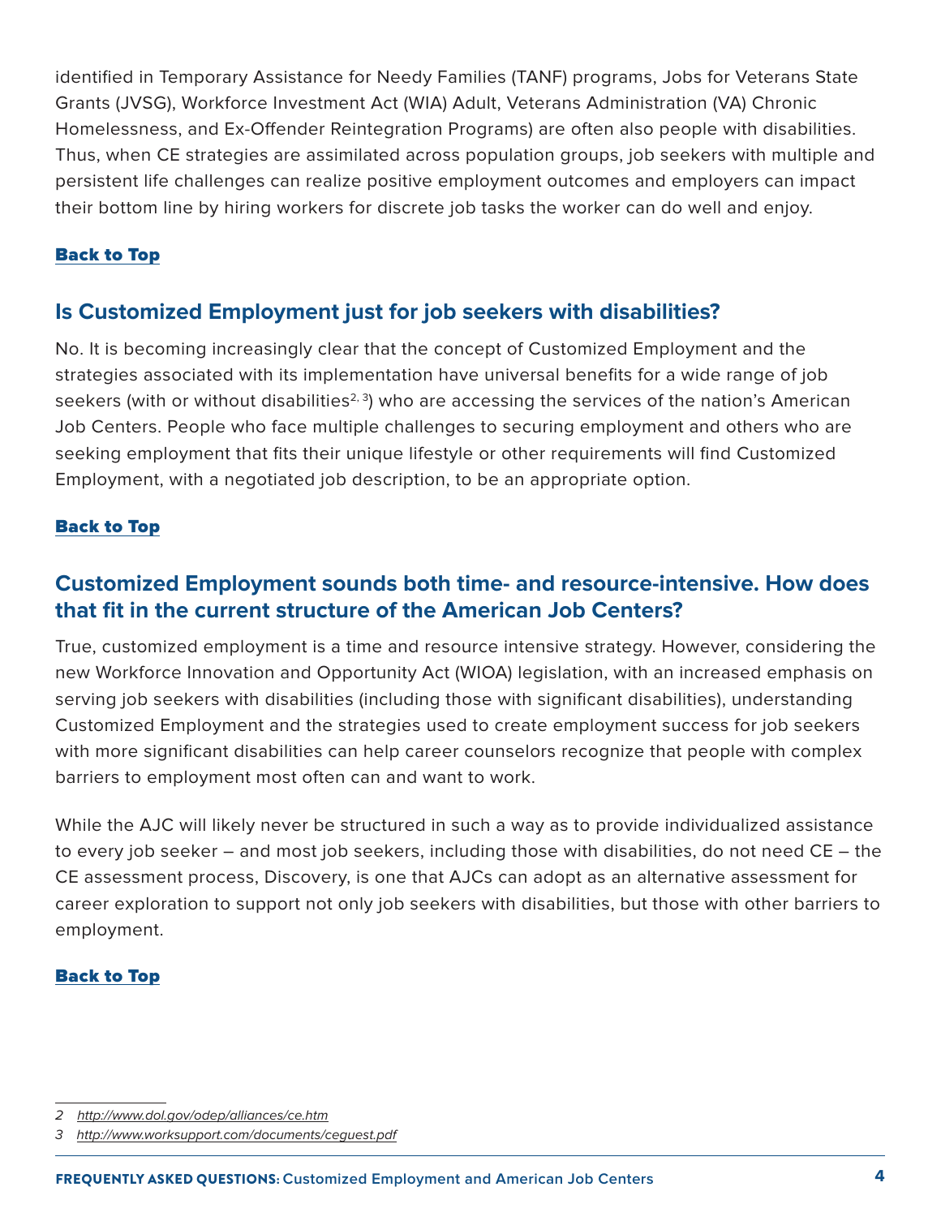identified in Temporary Assistance for Needy Families (TANF) programs, Jobs for Veterans State Grants (JVSG), Workforce Investment Act (WIA) Adult, Veterans Administration (VA) Chronic Homelessness, and Ex-Offender Reintegration Programs) are often also people with disabilities. Thus, when CE strategies are assimilated across population groups, job seekers with multiple and persistent life challenges can realize positive employment outcomes and employers can impact their bottom line by hiring workers for discrete job tasks the worker can do well and enjoy.

**Back to Top**

## Is Customized Employment just for job seekers with disabilities?

No. It is becoming increasingly clear that the concept of Customized Employment and the strategies associated with its implementation have universal benefits for a wide range of job seekers (with or without disabilities[2, 3]) who are accessing the services of the nation's American Job Centers. People who face multiple challenges to securing employment and others who are seeking employment that fits their unique lifestyle or other requirements will find Customized Employment, with a negotiated job description, to be an appropriate option.

**Back to Top**

## Customized Employment sounds both time- and resource-intensive. How does that fit in the current structure of the American Job Centers?

True, customized employment is a time and resource intensive strategy. However, considering the new Workforce Innovation and Opportunity Act (WIOA) legislation, with an increased emphasis on serving job seekers with disabilities (including those with significant disabilities), understanding Customized Employment and the strategies used to create employment success for job seekers with more significant disabilities can help career counselors recognize that people with complex barriers to employment most often can and want to work.

While the AJC will likely never be structured in such a way as to provide individualized assistance to every job seeker – and most job seekers, including those with disabilities, do not need CE – the CE assessment process, Discovery, is one that AJCs can adopt as an alternative assessment for career exploration to support not only job seekers with disabilities, but those with other barriers to employment.

**Back to Top**

---

2 http://www.dol.gov/odep/alliances/ce.htm

3 http://www.worksupport.com/documents/ceguest.pdf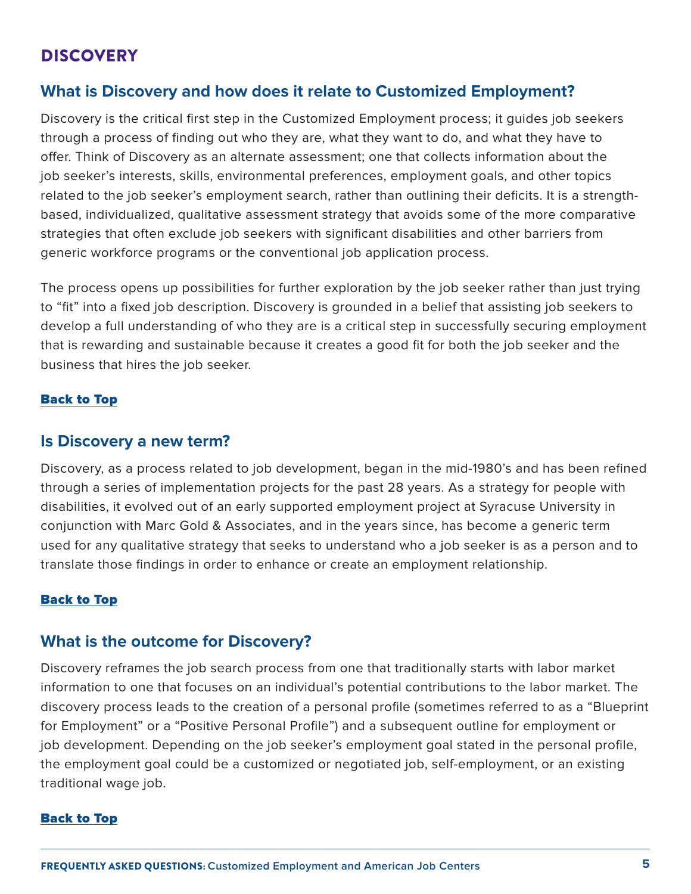## DISCOVERY

### What is Discovery and how does it relate to Customized Employment?

Discovery is the critical first step in the Customized Employment process; it guides job seekers through a process of finding out who they are, what they want to do, and what they have to offer. Think of Discovery as an alternate assessment; one that collects information about the job seeker's interests, skills, environmental preferences, employment goals, and other topics related to the job seeker's employment search, rather than outlining their deficits. It is a strength-based, individualized, qualitative assessment strategy that avoids some of the more comparative strategies that often exclude job seekers with significant disabilities and other barriers from generic workforce programs or the conventional job application process.

The process opens up possibilities for further exploration by the job seeker rather than just trying to "fit" into a fixed job description. Discovery is grounded in a belief that assisting job seekers to develop a full understanding of who they are is a critical step in successfully securing employment that is rewarding and sustainable because it creates a good fit for both the job seeker and the business that hires the job seeker.

**Back to Top**

### Is Discovery a new term?

Discovery, as a process related to job development, began in the mid-1980's and has been refined through a series of implementation projects for the past 28 years. As a strategy for people with disabilities, it evolved out of an early supported employment project at Syracuse University in conjunction with Marc Gold & Associates, and in the years since, has become a generic term used for any qualitative strategy that seeks to understand who a job seeker is as a person and to translate those findings in order to enhance or create an employment relationship.

**Back to Top**

### What is the outcome for Discovery?

Discovery reframes the job search process from one that traditionally starts with labor market information to one that focuses on an individual's potential contributions to the labor market. The discovery process leads to the creation of a personal profile (sometimes referred to as a "Blueprint for Employment" or a "Positive Personal Profile") and a subsequent outline for employment or job development. Depending on the job seeker's employment goal stated in the personal profile, the employment goal could be a customized or negotiated job, self-employment, or an existing traditional wage job.

**Back to Top**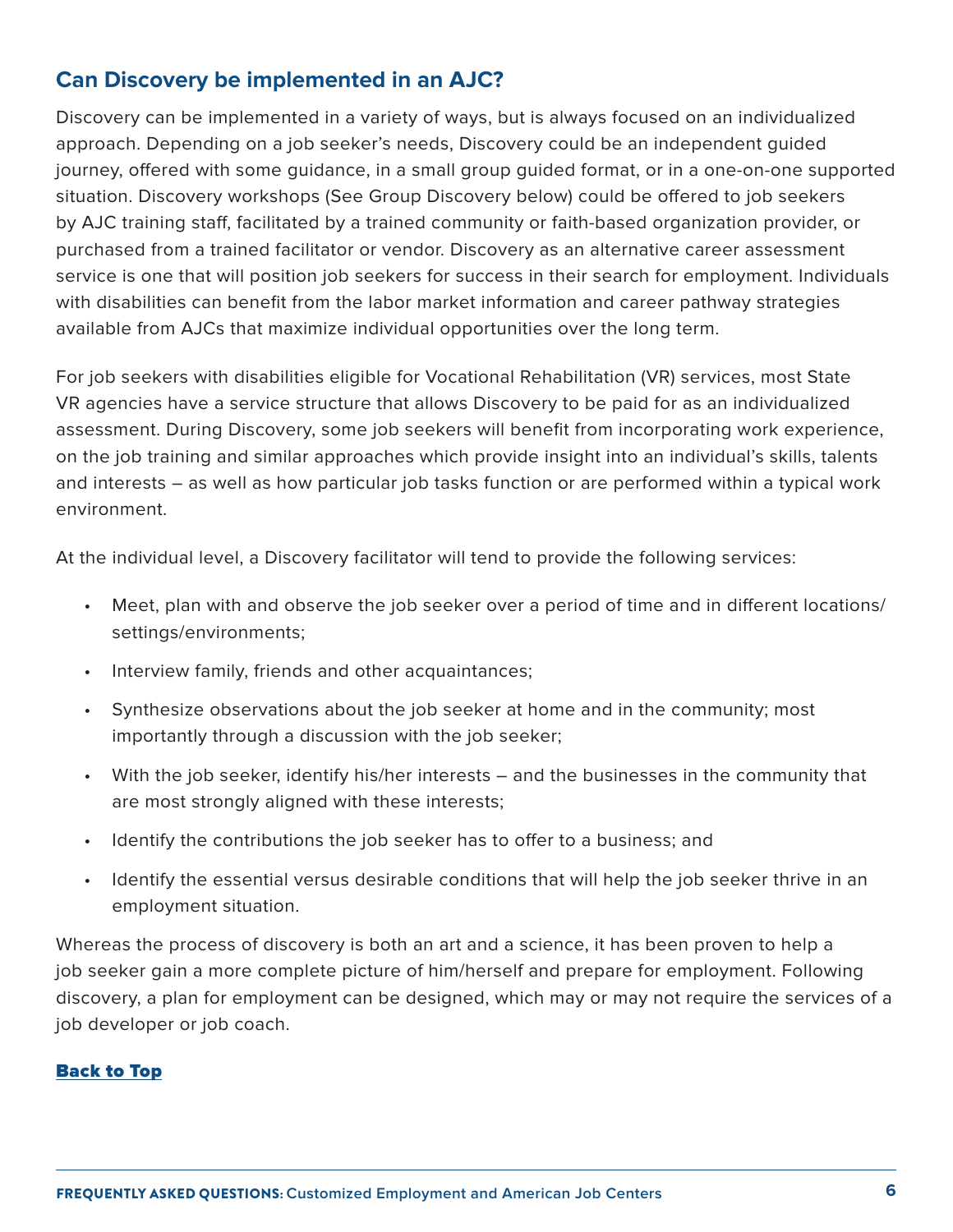## Can Discovery be implemented in an AJC?

Discovery can be implemented in a variety of ways, but is always focused on an individualized approach. Depending on a job seeker's needs, Discovery could be an independent guided journey, offered with some guidance, in a small group guided format, or in a one-on-one supported situation. Discovery workshops (See Group Discovery below) could be offered to job seekers by AJC training staff, facilitated by a trained community or faith-based organization provider, or purchased from a trained facilitator or vendor. Discovery as an alternative career assessment service is one that will position job seekers for success in their search for employment. Individuals with disabilities can benefit from the labor market information and career pathway strategies available from AJCs that maximize individual opportunities over the long term.

For job seekers with disabilities eligible for Vocational Rehabilitation (VR) services, most State VR agencies have a service structure that allows Discovery to be paid for as an individualized assessment. During Discovery, some job seekers will benefit from incorporating work experience, on the job training and similar approaches which provide insight into an individual's skills, talents and interests – as well as how particular job tasks function or are performed within a typical work environment.

At the individual level, a Discovery facilitator will tend to provide the following services:

- Meet, plan with and observe the job seeker over a period of time and in different locations/settings/environments;
- Interview family, friends and other acquaintances;
- Synthesize observations about the job seeker at home and in the community; most importantly through a discussion with the job seeker;
- With the job seeker, identify his/her interests – and the businesses in the community that are most strongly aligned with these interests;
- Identify the contributions the job seeker has to offer to a business; and
- Identify the essential versus desirable conditions that will help the job seeker thrive in an employment situation.

Whereas the process of discovery is both an art and a science, it has been proven to help a job seeker gain a more complete picture of him/herself and prepare for employment. Following discovery, a plan for employment can be designed, which may or may not require the services of a job developer or job coach.

**Back to Top**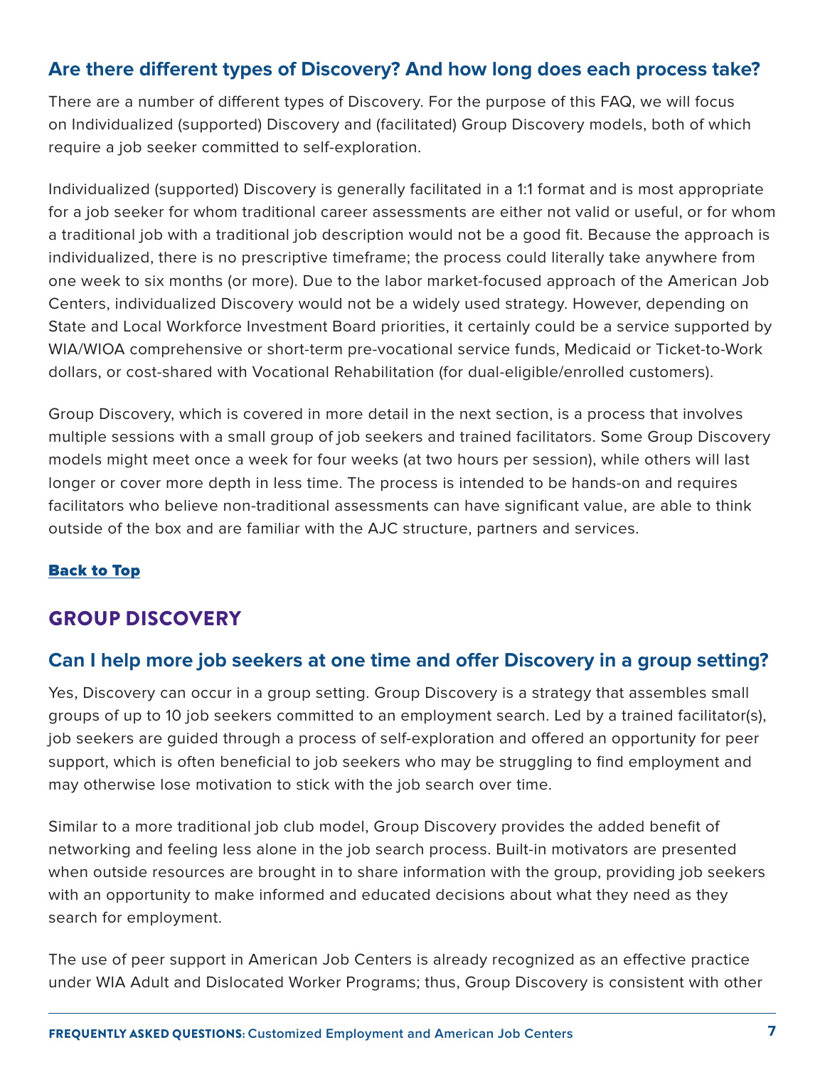### Are there different types of Discovery? And how long does each process take?

There are a number of different types of Discovery. For the purpose of this FAQ, we will focus on Individualized (supported) Discovery and (facilitated) Group Discovery models, both of which require a job seeker committed to self-exploration.

Individualized (supported) Discovery is generally facilitated in a 1:1 format and is most appropriate for a job seeker for whom traditional career assessments are either not valid or useful, or for whom a traditional job with a traditional job description would not be a good fit. Because the approach is individualized, there is no prescriptive timeframe; the process could literally take anywhere from one week to six months (or more). Due to the labor market-focused approach of the American Job Centers, individualized Discovery would not be a widely used strategy. However, depending on State and Local Workforce Investment Board priorities, it certainly could be a service supported by WIA/WIOA comprehensive or short-term pre-vocational service funds, Medicaid or Ticket-to-Work dollars, or cost-shared with Vocational Rehabilitation (for dual-eligible/enrolled customers).

Group Discovery, which is covered in more detail in the next section, is a process that involves multiple sessions with a small group of job seekers and trained facilitators. Some Group Discovery models might meet once a week for four weeks (at two hours per session), while others will last longer or cover more depth in less time. The process is intended to be hands-on and requires facilitators who believe non-traditional assessments can have significant value, are able to think outside of the box and are familiar with the AJC structure, partners and services.

Back to Top

## GROUP DISCOVERY

### Can I help more job seekers at one time and offer Discovery in a group setting?

Yes, Discovery can occur in a group setting. Group Discovery is a strategy that assembles small groups of up to 10 job seekers committed to an employment search. Led by a trained facilitator(s), job seekers are guided through a process of self-exploration and offered an opportunity for peer support, which is often beneficial to job seekers who may be struggling to find employment and may otherwise lose motivation to stick with the job search over time.

Similar to a more traditional job club model, Group Discovery provides the added benefit of networking and feeling less alone in the job search process. Built-in motivators are presented when outside resources are brought in to share information with the group, providing job seekers with an opportunity to make informed and educated decisions about what they need as they search for employment.

The use of peer support in American Job Centers is already recognized as an effective practice under WIA Adult and Dislocated Worker Programs; thus, Group Discovery is consistent with other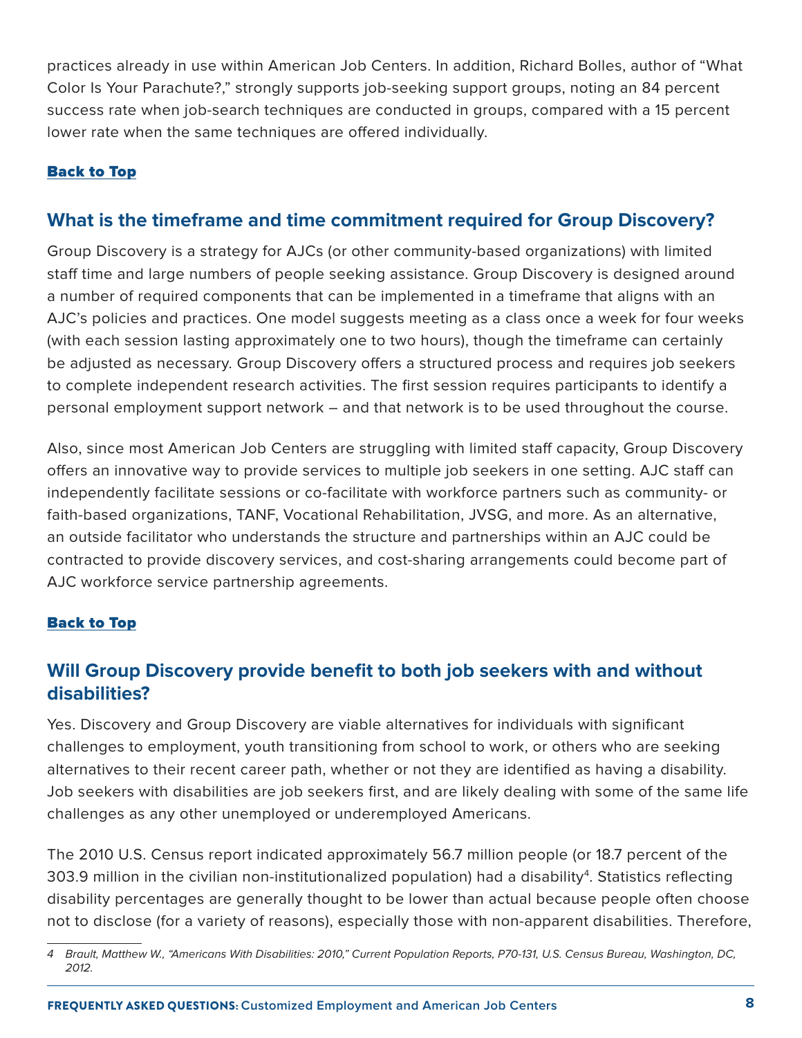practices already in use within American Job Centers. In addition, Richard Bolles, author of "What Color Is Your Parachute?," strongly supports job-seeking support groups, noting an 84 percent success rate when job-search techniques are conducted in groups, compared with a 15 percent lower rate when the same techniques are offered individually.

**Back to Top**

## What is the timeframe and time commitment required for Group Discovery?

Group Discovery is a strategy for AJCs (or other community-based organizations) with limited staff time and large numbers of people seeking assistance. Group Discovery is designed around a number of required components that can be implemented in a timeframe that aligns with an AJC's policies and practices. One model suggests meeting as a class once a week for four weeks (with each session lasting approximately one to two hours), though the timeframe can certainly be adjusted as necessary. Group Discovery offers a structured process and requires job seekers to complete independent research activities. The first session requires participants to identify a personal employment support network – and that network is to be used throughout the course.

Also, since most American Job Centers are struggling with limited staff capacity, Group Discovery offers an innovative way to provide services to multiple job seekers in one setting. AJC staff can independently facilitate sessions or co-facilitate with workforce partners such as community- or faith-based organizations, TANF, Vocational Rehabilitation, JVSG, and more. As an alternative, an outside facilitator who understands the structure and partnerships within an AJC could be contracted to provide discovery services, and cost-sharing arrangements could become part of AJC workforce service partnership agreements.

**Back to Top**

## Will Group Discovery provide benefit to both job seekers with and without disabilities?

Yes. Discovery and Group Discovery are viable alternatives for individuals with significant challenges to employment, youth transitioning from school to work, or others who are seeking alternatives to their recent career path, whether or not they are identified as having a disability. Job seekers with disabilities are job seekers first, and are likely dealing with some of the same life challenges as any other unemployed or underemployed Americans.

The 2010 U.S. Census report indicated approximately 56.7 million people (or 18.7 percent of the 303.9 million in the civilian non-institutionalized population) had a disability[4]. Statistics reflecting disability percentages are generally thought to be lower than actual because people often choose not to disclose (for a variety of reasons), especially those with non-apparent disabilities. Therefore,

---

*4 Brault, Matthew W., "Americans With Disabilities: 2010," Current Population Reports, P70-131, U.S. Census Bureau, Washington, DC, 2012.*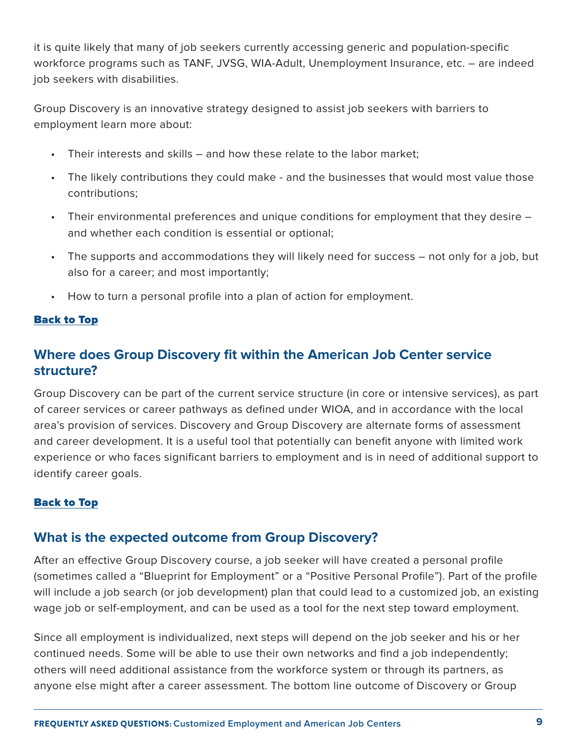it is quite likely that many of job seekers currently accessing generic and population-specific workforce programs such as TANF, JVSG, WIA-Adult, Unemployment Insurance, etc. – are indeed job seekers with disabilities.

Group Discovery is an innovative strategy designed to assist job seekers with barriers to employment learn more about:

- Their interests and skills – and how these relate to the labor market;
- The likely contributions they could make - and the businesses that would most value those contributions;
- Their environmental preferences and unique conditions for employment that they desire – and whether each condition is essential or optional;
- The supports and accommodations they will likely need for success – not only for a job, but also for a career; and most importantly;
- How to turn a personal profile into a plan of action for employment.

**Back to Top**

## Where does Group Discovery fit within the American Job Center service structure?

Group Discovery can be part of the current service structure (in core or intensive services), as part of career services or career pathways as defined under WIOA, and in accordance with the local area's provision of services. Discovery and Group Discovery are alternate forms of assessment and career development. It is a useful tool that potentially can benefit anyone with limited work experience or who faces significant barriers to employment and is in need of additional support to identify career goals.

**Back to Top**

## What is the expected outcome from Group Discovery?

After an effective Group Discovery course, a job seeker will have created a personal profile (sometimes called a "Blueprint for Employment" or a "Positive Personal Profile"). Part of the profile will include a job search (or job development) plan that could lead to a customized job, an existing wage job or self-employment, and can be used as a tool for the next step toward employment.

Since all employment is individualized, next steps will depend on the job seeker and his or her continued needs. Some will be able to use their own networks and find a job independently; others will need additional assistance from the workforce system or through its partners, as anyone else might after a career assessment. The bottom line outcome of Discovery or Group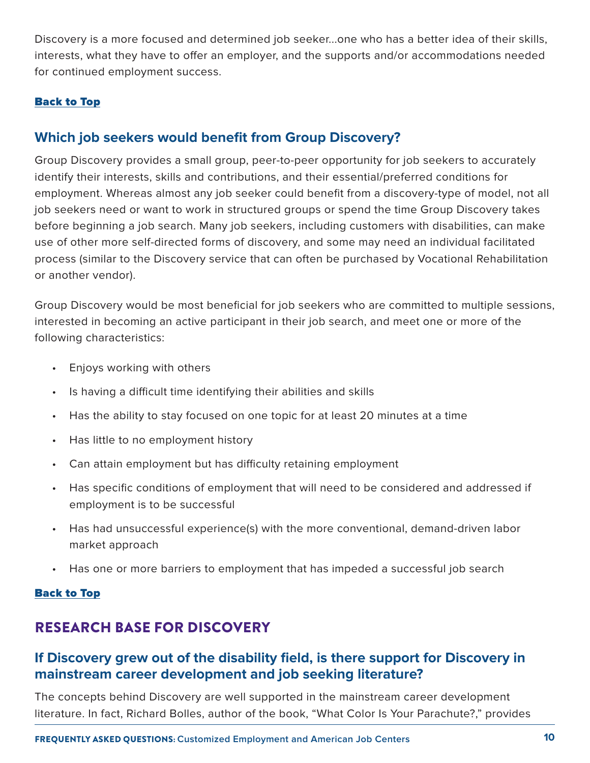Discovery is a more focused and determined job seeker...one who has a better idea of their skills, interests, what they have to offer an employer, and the supports and/or accommodations needed for continued employment success.

**Back to Top**

### Which job seekers would benefit from Group Discovery?

Group Discovery provides a small group, peer-to-peer opportunity for job seekers to accurately identify their interests, skills and contributions, and their essential/preferred conditions for employment. Whereas almost any job seeker could benefit from a discovery-type of model, not all job seekers need or want to work in structured groups or spend the time Group Discovery takes before beginning a job search. Many job seekers, including customers with disabilities, can make use of other more self-directed forms of discovery, and some may need an individual facilitated process (similar to the Discovery service that can often be purchased by Vocational Rehabilitation or another vendor).

Group Discovery would be most beneficial for job seekers who are committed to multiple sessions, interested in becoming an active participant in their job search, and meet one or more of the following characteristics:

- Enjoys working with others
- Is having a difficult time identifying their abilities and skills
- Has the ability to stay focused on one topic for at least 20 minutes at a time
- Has little to no employment history
- Can attain employment but has difficulty retaining employment
- Has specific conditions of employment that will need to be considered and addressed if employment is to be successful
- Has had unsuccessful experience(s) with the more conventional, demand-driven labor market approach
- Has one or more barriers to employment that has impeded a successful job search

**Back to Top**

## RESEARCH BASE FOR DISCOVERY

### If Discovery grew out of the disability field, is there support for Discovery in mainstream career development and job seeking literature?

The concepts behind Discovery are well supported in the mainstream career development literature. In fact, Richard Bolles, author of the book, "What Color Is Your Parachute?," provides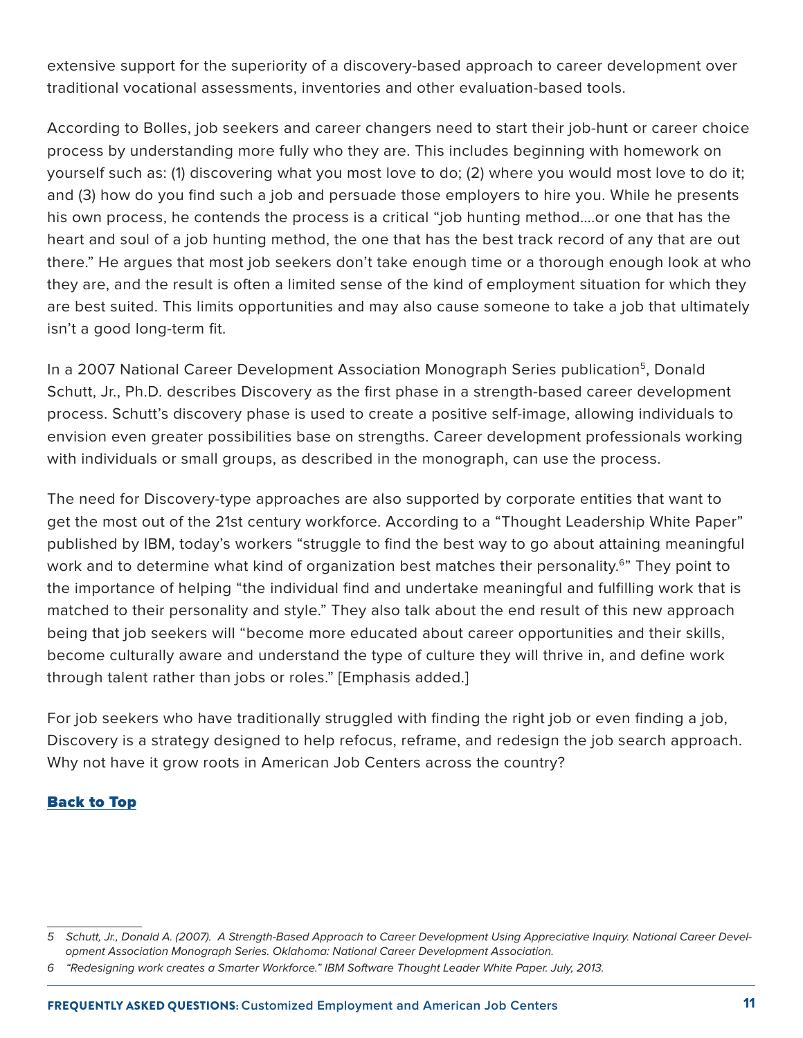extensive support for the superiority of a discovery-based approach to career development over traditional vocational assessments, inventories and other evaluation-based tools.

According to Bolles, job seekers and career changers need to start their job-hunt or career choice process by understanding more fully who they are. This includes beginning with homework on yourself such as: (1) discovering what you most love to do; (2) where you would most love to do it; and (3) how do you find such a job and persuade those employers to hire you. While he presents his own process, he contends the process is a critical "job hunting method….or one that has the heart and soul of a job hunting method, the one that has the best track record of any that are out there." He argues that most job seekers don't take enough time or a thorough enough look at who they are, and the result is often a limited sense of the kind of employment situation for which they are best suited. This limits opportunities and may also cause someone to take a job that ultimately isn't a good long-term fit.

In a 2007 National Career Development Association Monograph Series publication[5], Donald Schutt, Jr., Ph.D. describes Discovery as the first phase in a strength-based career development process. Schutt's discovery phase is used to create a positive self-image, allowing individuals to envision even greater possibilities base on strengths. Career development professionals working with individuals or small groups, as described in the monograph, can use the process.

The need for Discovery-type approaches are also supported by corporate entities that want to get the most out of the 21st century workforce. According to a "Thought Leadership White Paper" published by IBM, today's workers "struggle to find the best way to go about attaining meaningful work and to determine what kind of organization best matches their personality.[6]" They point to the importance of helping "the individual find and undertake meaningful and fulfilling work that is matched to their personality and style." They also talk about the end result of this new approach being that job seekers will "become more educated about career opportunities and their skills, become culturally aware and understand the type of culture they will thrive in, and define work through talent rather than jobs or roles." [Emphasis added.]

For job seekers who have traditionally struggled with finding the right job or even finding a job, Discovery is a strategy designed to help refocus, reframe, and redesign the job search approach. Why not have it grow roots in American Job Centers across the country?

**Back to Top**

---

*5 Schutt, Jr., Donald A. (2007). A Strength-Based Approach to Career Development Using Appreciative Inquiry. National Career Development Association Monograph Series. Oklahoma: National Career Development Association.*

*6 "Redesigning work creates a Smarter Workforce." IBM Software Thought Leader White Paper. July, 2013.*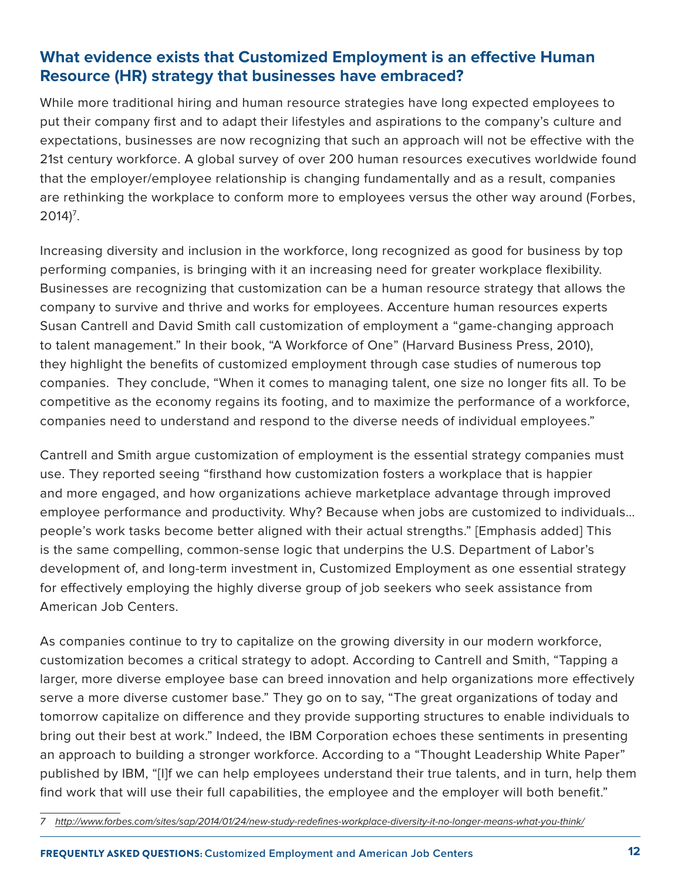## What evidence exists that Customized Employment is an effective Human Resource (HR) strategy that businesses have embraced?

While more traditional hiring and human resource strategies have long expected employees to put their company first and to adapt their lifestyles and aspirations to the company's culture and expectations, businesses are now recognizing that such an approach will not be effective with the 21st century workforce. A global survey of over 200 human resources executives worldwide found that the employer/employee relationship is changing fundamentally and as a result, companies are rethinking the workplace to conform more to employees versus the other way around (Forbes, 2014)[7].

Increasing diversity and inclusion in the workforce, long recognized as good for business by top performing companies, is bringing with it an increasing need for greater workplace flexibility. Businesses are recognizing that customization can be a human resource strategy that allows the company to survive and thrive and works for employees. Accenture human resources experts Susan Cantrell and David Smith call customization of employment a "game-changing approach to talent management." In their book, "A Workforce of One" (Harvard Business Press, 2010), they highlight the benefits of customized employment through case studies of numerous top companies. They conclude, "When it comes to managing talent, one size no longer fits all. To be competitive as the economy regains its footing, and to maximize the performance of a workforce, companies need to understand and respond to the diverse needs of individual employees."

Cantrell and Smith argue customization of employment is the essential strategy companies must use. They reported seeing "firsthand how customization fosters a workplace that is happier and more engaged, and how organizations achieve marketplace advantage through improved employee performance and productivity. Why? Because when jobs are customized to individuals… people's work tasks become better aligned with their actual strengths." [Emphasis added] This is the same compelling, common-sense logic that underpins the U.S. Department of Labor's development of, and long-term investment in, Customized Employment as one essential strategy for effectively employing the highly diverse group of job seekers who seek assistance from American Job Centers.

As companies continue to try to capitalize on the growing diversity in our modern workforce, customization becomes a critical strategy to adopt. According to Cantrell and Smith, "Tapping a larger, more diverse employee base can breed innovation and help organizations more effectively serve a more diverse customer base." They go on to say, "The great organizations of today and tomorrow capitalize on difference and they provide supporting structures to enable individuals to bring out their best at work." Indeed, the IBM Corporation echoes these sentiments in presenting an approach to building a stronger workforce. According to a "Thought Leadership White Paper" published by IBM, "[I]f we can help employees understand their true talents, and in turn, help them find work that will use their full capabilities, the employee and the employer will both benefit."

---

7 *http://www.forbes.com/sites/sap/2014/01/24/new-study-redefines-workplace-diversity-it-no-longer-means-what-you-think/*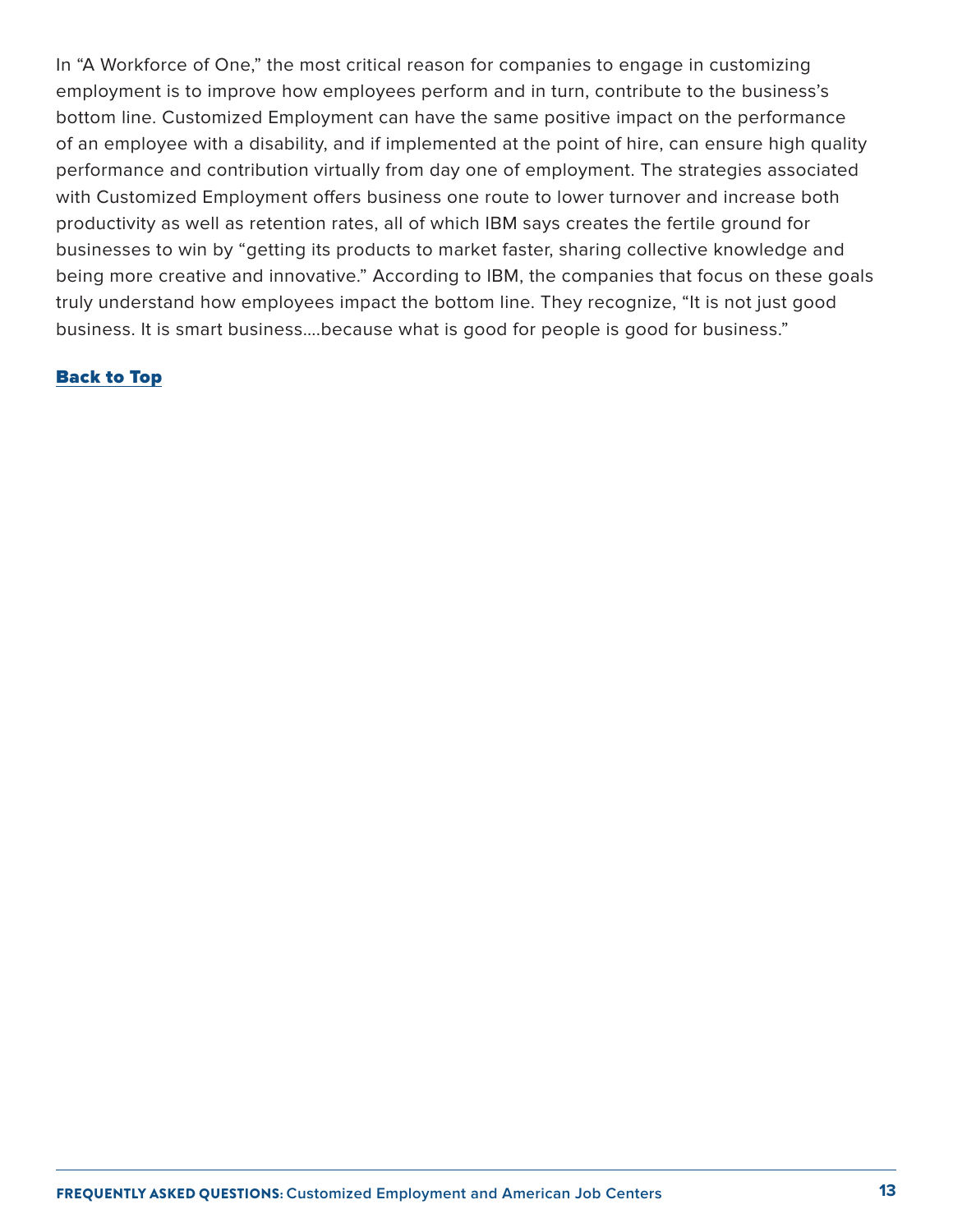In "A Workforce of One," the most critical reason for companies to engage in customizing employment is to improve how employees perform and in turn, contribute to the business's bottom line. Customized Employment can have the same positive impact on the performance of an employee with a disability, and if implemented at the point of hire, can ensure high quality performance and contribution virtually from day one of employment. The strategies associated with Customized Employment offers business one route to lower turnover and increase both productivity as well as retention rates, all of which IBM says creates the fertile ground for businesses to win by "getting its products to market faster, sharing collective knowledge and being more creative and innovative." According to IBM, the companies that focus on these goals truly understand how employees impact the bottom line. They recognize, "It is not just good business. It is smart business….because what is good for people is good for business."

**Back to Top**